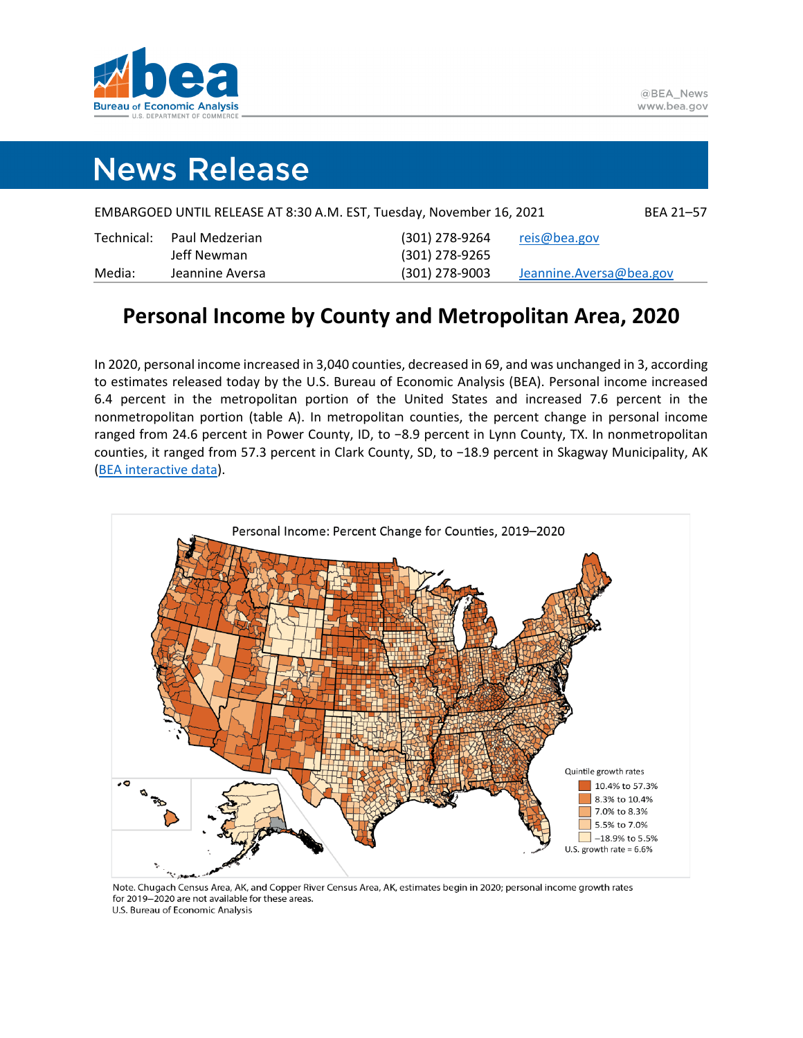# News Release

EMBARGOED UNTIL RELEASE AT 8:30 A.M. EST, Tuesday, November 16, 2021 BEA 21–57

| | | | |
|---|---|---|---|
| Technical: | Paul Medzerian | (301) 278-9264 | reis@bea.gov |
| | Jeff Newman | (301) 278-9265 | |
| Media: | Jeannine Aversa | (301) 278-9003 | Jeannine.Aversa@bea.gov |

## Personal Income by County and Metropolitan Area, 2020

In 2020, personal income increased in 3,040 counties, decreased in 69, and was unchanged in 3, according to estimates released today by the U.S. Bureau of Economic Analysis (BEA). Personal income increased 6.4 percent in the metropolitan portion of the United States and increased 7.6 percent in the nonmetropolitan portion (table A). In metropolitan counties, the percent change in personal income ranged from 24.6 percent in Power County, ID, to −8.9 percent in Lynn County, TX. In nonmetropolitan counties, it ranged from 57.3 percent in Clark County, SD, to −18.9 percent in Skagway Municipality, AK (BEA interactive data).

Personal Income: Percent Change for Counties, 2019–2020

Quintile growth rates
- 10.4% to 57.3%
- 8.3% to 10.4%
- 7.0% to 8.3%
- 5.5% to 7.0%
- −18.9% to 5.5%

U.S. growth rate = 6.6%

Note. Chugach Census Area, AK, and Copper River Census Area, AK, estimates begin in 2020; personal income growth rates for 2019–2020 are not available for these areas.
U.S. Bureau of Economic Analysis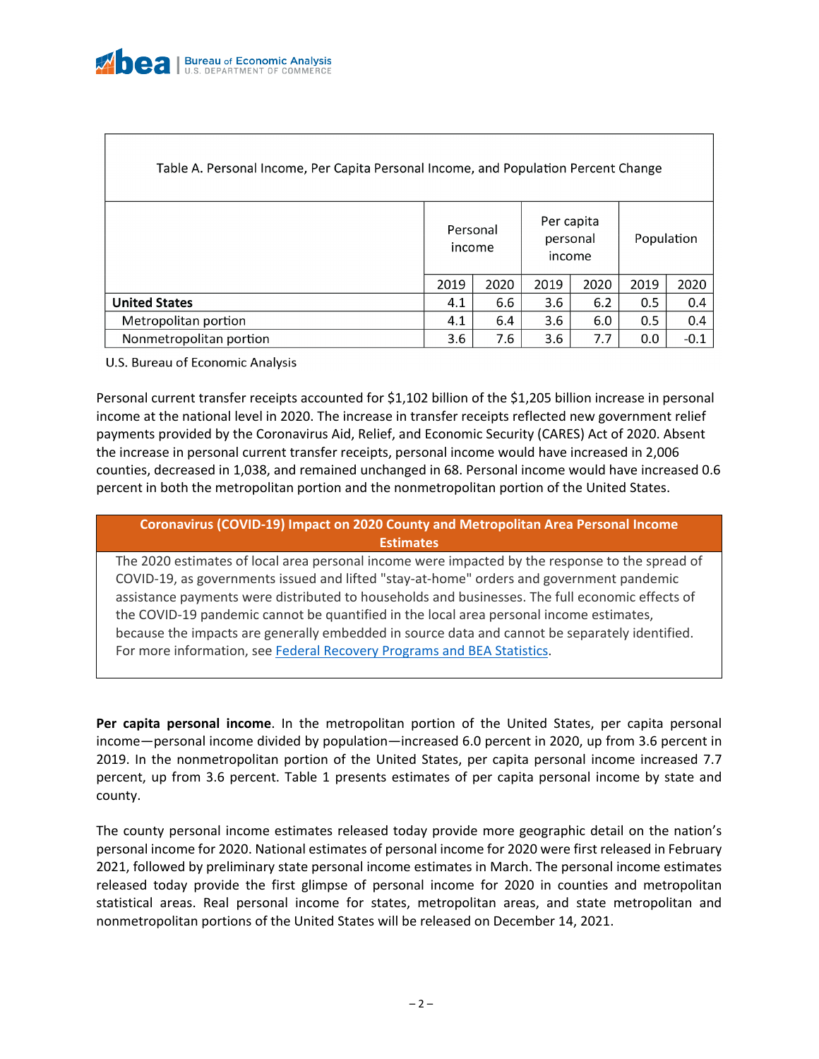| Table A. Personal Income, Per Capita Personal Income, and Population Percent Change | | | | | | |
|---|---|---|---|---|---|---|
| | Personal income | | Per capita personal income | | Population | |
| | 2019 | 2020 | 2019 | 2020 | 2019 | 2020 |
| **United States** | 4.1 | 6.6 | 3.6 | 6.2 | 0.5 | 0.4 |
| Metropolitan portion | 4.1 | 6.4 | 3.6 | 6.0 | 0.5 | 0.4 |
| Nonmetropolitan portion | 3.6 | 7.6 | 3.6 | 7.7 | 0.0 | -0.1 |

U.S. Bureau of Economic Analysis

Personal current transfer receipts accounted for $1,102 billion of the $1,205 billion increase in personal income at the national level in 2020. The increase in transfer receipts reflected new government relief payments provided by the Coronavirus Aid, Relief, and Economic Security (CARES) Act of 2020. Absent the increase in personal current transfer receipts, personal income would have increased in 2,006 counties, decreased in 1,038, and remained unchanged in 68. Personal income would have increased 0.6 percent in both the metropolitan portion and the nonmetropolitan portion of the United States.

**Coronavirus (COVID-19) Impact on 2020 County and Metropolitan Area Personal Income Estimates**

The 2020 estimates of local area personal income were impacted by the response to the spread of COVID-19, as governments issued and lifted "stay-at-home" orders and government pandemic assistance payments were distributed to households and businesses. The full economic effects of the COVID-19 pandemic cannot be quantified in the local area personal income estimates, because the impacts are generally embedded in source data and cannot be separately identified. For more information, see Federal Recovery Programs and BEA Statistics.

**Per capita personal income**. In the metropolitan portion of the United States, per capita personal income—personal income divided by population—increased 6.0 percent in 2020, up from 3.6 percent in 2019. In the nonmetropolitan portion of the United States, per capita personal income increased 7.7 percent, up from 3.6 percent. Table 1 presents estimates of per capita personal income by state and county.

The county personal income estimates released today provide more geographic detail on the nation's personal income for 2020. National estimates of personal income for 2020 were first released in February 2021, followed by preliminary state personal income estimates in March. The personal income estimates released today provide the first glimpse of personal income for 2020 in counties and metropolitan statistical areas. Real personal income for states, metropolitan areas, and state metropolitan and nonmetropolitan portions of the United States will be released on December 14, 2021.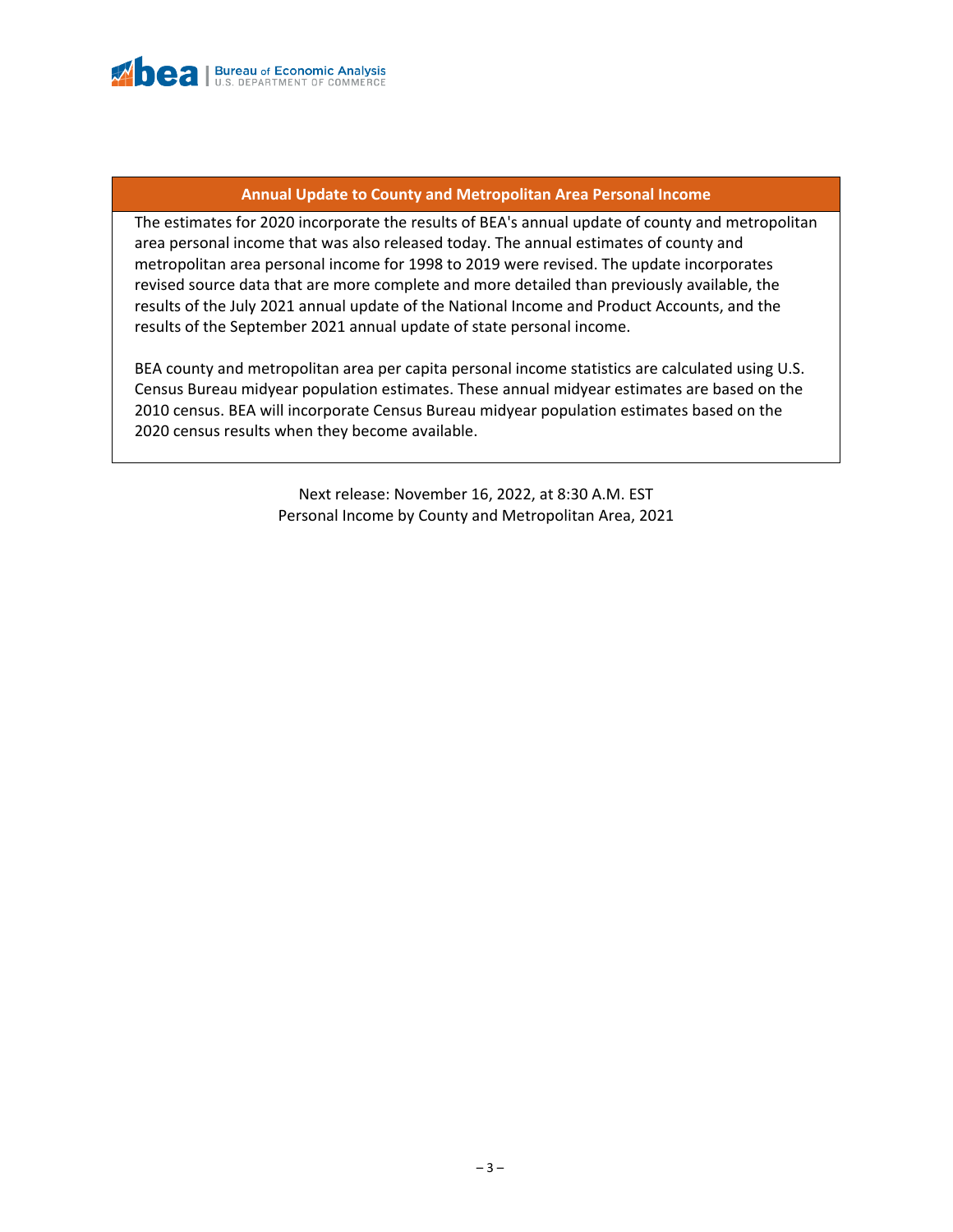## Annual Update to County and Metropolitan Area Personal Income

The estimates for 2020 incorporate the results of BEA's annual update of county and metropolitan area personal income that was also released today. The annual estimates of county and metropolitan area personal income for 1998 to 2019 were revised. The update incorporates revised source data that are more complete and more detailed than previously available, the results of the July 2021 annual update of the National Income and Product Accounts, and the results of the September 2021 annual update of state personal income.

BEA county and metropolitan area per capita personal income statistics are calculated using U.S. Census Bureau midyear population estimates. These annual midyear estimates are based on the 2010 census. BEA will incorporate Census Bureau midyear population estimates based on the 2020 census results when they become available.

Next release: November 16, 2022, at 8:30 A.M. EST
Personal Income by County and Metropolitan Area, 2021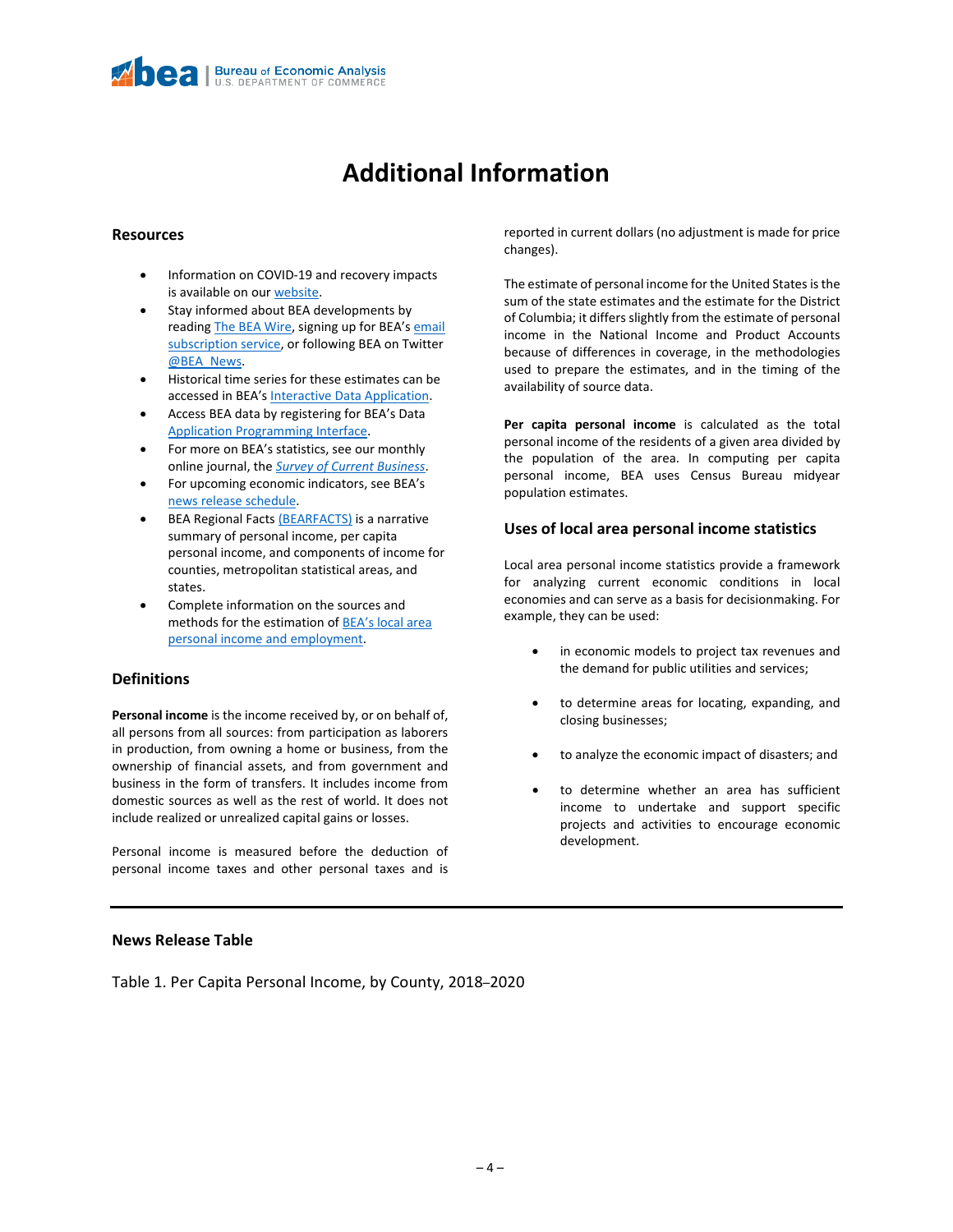# Additional Information

## Resources

- Information on COVID-19 and recovery impacts is available on our website.
- Stay informed about BEA developments by reading The BEA Wire, signing up for BEA's email subscription service, or following BEA on Twitter @BEA_News.
- Historical time series for these estimates can be accessed in BEA's Interactive Data Application.
- Access BEA data by registering for BEA's Data Application Programming Interface.
- For more on BEA's statistics, see our monthly online journal, the *Survey of Current Business*.
- For upcoming economic indicators, see BEA's news release schedule.
- BEA Regional Facts (BEARFACTS) is a narrative summary of personal income, per capita personal income, and components of income for counties, metropolitan statistical areas, and states.
- Complete information on the sources and methods for the estimation of BEA's local area personal income and employment.

## Definitions

**Personal income** is the income received by, or on behalf of, all persons from all sources: from participation as laborers in production, from owning a home or business, from the ownership of financial assets, and from government and business in the form of transfers. It includes income from domestic sources as well as the rest of world. It does not include realized or unrealized capital gains or losses.

Personal income is measured before the deduction of personal income taxes and other personal taxes and is reported in current dollars (no adjustment is made for price changes).

The estimate of personal income for the United States is the sum of the state estimates and the estimate for the District of Columbia; it differs slightly from the estimate of personal income in the National Income and Product Accounts because of differences in coverage, in the methodologies used to prepare the estimates, and in the timing of the availability of source data.

**Per capita personal income** is calculated as the total personal income of the residents of a given area divided by the population of the area. In computing per capita personal income, BEA uses Census Bureau midyear population estimates.

## Uses of local area personal income statistics

Local area personal income statistics provide a framework for analyzing current economic conditions in local economies and can serve as a basis for decisionmaking. For example, they can be used:

- in economic models to project tax revenues and the demand for public utilities and services;
- to determine areas for locating, expanding, and closing businesses;
- to analyze the economic impact of disasters; and
- to determine whether an area has sufficient income to undertake and support specific projects and activities to encourage economic development.

## News Release Table

Table 1. Per Capita Personal Income, by County, 2018–2020